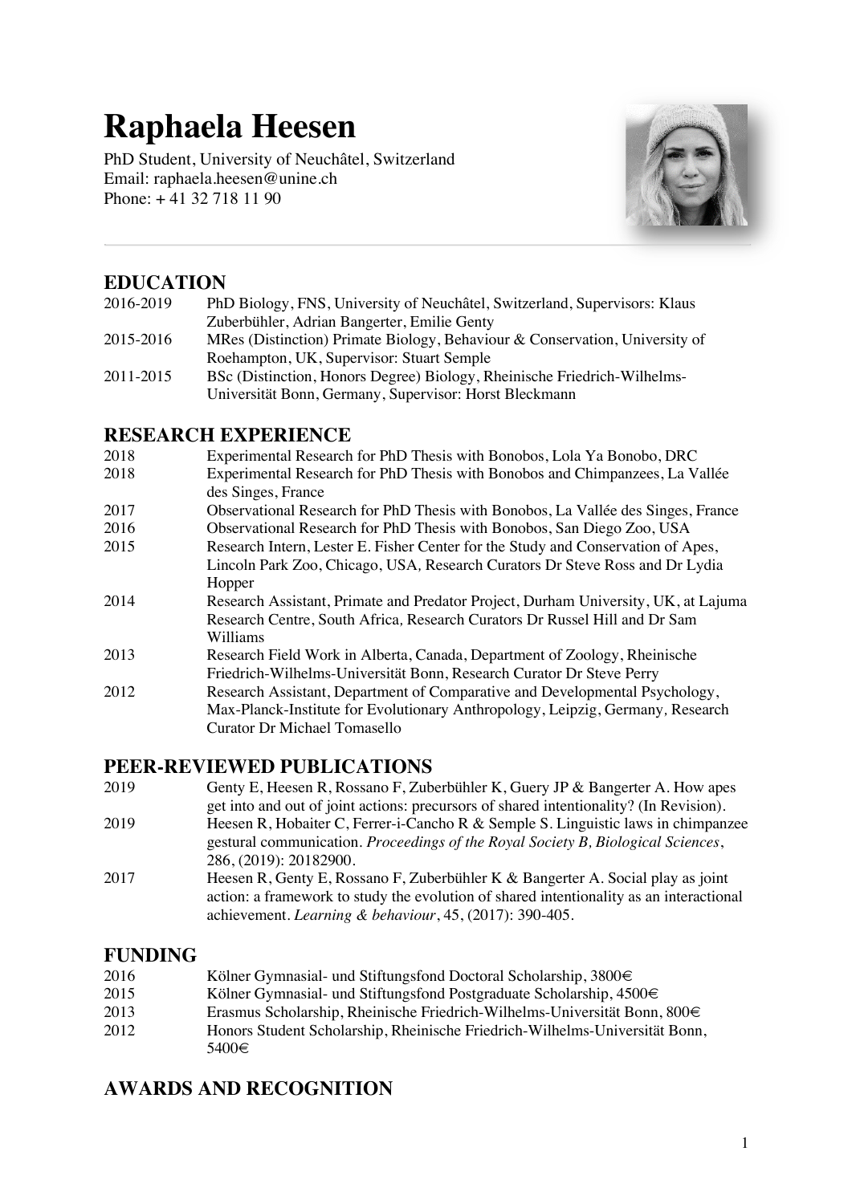# Raphaela Heesen

PhD Student, University of Neuchâtel, Switzerland
Email: raphaela.heesen@unine.ch
Phone: + 41 32 718 11 90

## EDUCATION

| | |
|---|---|
| 2016-2019 | PhD Biology, FNS, University of Neuchâtel, Switzerland, Supervisors: Klaus Zuberbühler, Adrian Bangerter, Emilie Genty |
| 2015-2016 | MRes (Distinction) Primate Biology, Behaviour & Conservation, University of Roehampton, UK, Supervisor: Stuart Semple |
| 2011-2015 | BSc (Distinction, Honors Degree) Biology, Rheinische Friedrich-Wilhelms-Universität Bonn, Germany, Supervisor: Horst Bleckmann |

## RESEARCH EXPERIENCE

| | |
|---|---|
| 2018 | Experimental Research for PhD Thesis with Bonobos, Lola Ya Bonobo, DRC |
| 2018 | Experimental Research for PhD Thesis with Bonobos and Chimpanzees, La Vallée des Singes, France |
| 2017 | Observational Research for PhD Thesis with Bonobos, La Vallée des Singes, France |
| 2016 | Observational Research for PhD Thesis with Bonobos, San Diego Zoo, USA |
| 2015 | Research Intern, Lester E. Fisher Center for the Study and Conservation of Apes, Lincoln Park Zoo, Chicago, USA, Research Curators Dr Steve Ross and Dr Lydia Hopper |
| 2014 | Research Assistant, Primate and Predator Project, Durham University, UK, at Lajuma Research Centre, South Africa, Research Curators Dr Russel Hill and Dr Sam Williams |
| 2013 | Research Field Work in Alberta, Canada, Department of Zoology, Rheinische Friedrich-Wilhelms-Universität Bonn, Research Curator Dr Steve Perry |
| 2012 | Research Assistant, Department of Comparative and Developmental Psychology, Max-Planck-Institute for Evolutionary Anthropology, Leipzig, Germany, Research Curator Dr Michael Tomasello |

## PEER-REVIEWED PUBLICATIONS

| | |
|---|---|
| 2019 | Genty E, Heesen R, Rossano F, Zuberbühler K, Guery JP & Bangerter A. How apes get into and out of joint actions: precursors of shared intentionality? (In Revision). |
| 2019 | Heesen R, Hobaiter C, Ferrer-i-Cancho R & Semple S. Linguistic laws in chimpanzee gestural communication. *Proceedings of the Royal Society B, Biological Sciences*, 286, (2019): 20182900. |
| 2017 | Heesen R, Genty E, Rossano F, Zuberbühler K & Bangerter A. Social play as joint action: a framework to study the evolution of shared intentionality as an interactional achievement. *Learning & behaviour*, 45, (2017): 390-405. |

## FUNDING

| | |
|---|---|
| 2016 | Kölner Gymnasial- und Stiftungsfond Doctoral Scholarship, 3800€ |
| 2015 | Kölner Gymnasial- und Stiftungsfond Postgraduate Scholarship, 4500€ |
| 2013 | Erasmus Scholarship, Rheinische Friedrich-Wilhelms-Universität Bonn, 800€ |
| 2012 | Honors Student Scholarship, Rheinische Friedrich-Wilhelms-Universität Bonn, 5400€ |

## AWARDS AND RECOGNITION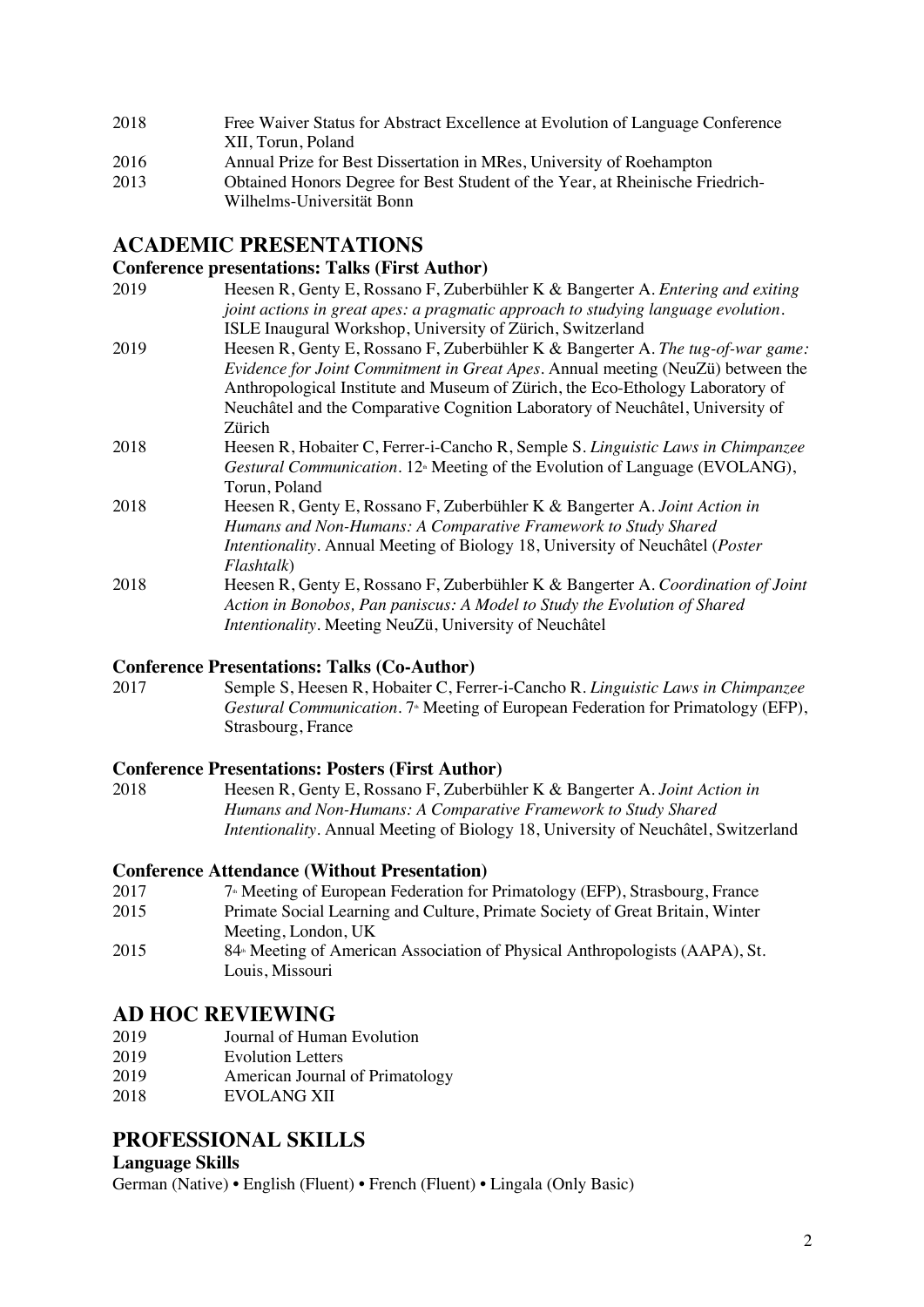2018 Free Waiver Status for Abstract Excellence at Evolution of Language Conference XII, Torun, Poland

2016 Annual Prize for Best Dissertation in MRes, University of Roehampton

2013 Obtained Honors Degree for Best Student of the Year, at Rheinische Friedrich-Wilhelms-Universität Bonn

## ACADEMIC PRESENTATIONS

### Conference presentations: Talks (First Author)

2019 Heesen R, Genty E, Rossano F, Zuberbühler K & Bangerter A. *Entering and exiting joint actions in great apes: a pragmatic approach to studying language evolution*. ISLE Inaugural Workshop, University of Zürich, Switzerland

2019 Heesen R, Genty E, Rossano F, Zuberbühler K & Bangerter A. *The tug-of-war game: Evidence for Joint Commitment in Great Apes*. Annual meeting (NeuZü) between the Anthropological Institute and Museum of Zürich, the Eco-Ethology Laboratory of Neuchâtel and the Comparative Cognition Laboratory of Neuchâtel, University of Zürich

2018 Heesen R, Hobaiter C, Ferrer-i-Cancho R, Semple S. *Linguistic Laws in Chimpanzee Gestural Communication*. 12th Meeting of the Evolution of Language (EVOLANG), Torun, Poland

2018 Heesen R, Genty E, Rossano F, Zuberbühler K & Bangerter A. *Joint Action in Humans and Non-Humans: A Comparative Framework to Study Shared Intentionality*. Annual Meeting of Biology 18, University of Neuchâtel (*Poster Flashtalk*)

2018 Heesen R, Genty E, Rossano F, Zuberbühler K & Bangerter A. *Coordination of Joint Action in Bonobos, Pan paniscus: A Model to Study the Evolution of Shared Intentionality*. Meeting NeuZü, University of Neuchâtel

### Conference Presentations: Talks (Co-Author)

2017 Semple S, Heesen R, Hobaiter C, Ferrer-i-Cancho R. *Linguistic Laws in Chimpanzee Gestural Communication*. 7th Meeting of European Federation for Primatology (EFP), Strasbourg, France

### Conference Presentations: Posters (First Author)

2018 Heesen R, Genty E, Rossano F, Zuberbühler K & Bangerter A. *Joint Action in Humans and Non-Humans: A Comparative Framework to Study Shared Intentionality*. Annual Meeting of Biology 18, University of Neuchâtel, Switzerland

### Conference Attendance (Without Presentation)

2017 7th Meeting of European Federation for Primatology (EFP), Strasbourg, France

2015 Primate Social Learning and Culture, Primate Society of Great Britain, Winter Meeting, London, UK

2015 84th Meeting of American Association of Physical Anthropologists (AAPA), St. Louis, Missouri

## AD HOC REVIEWING

2019 Journal of Human Evolution

2019 Evolution Letters

2019 American Journal of Primatology

2018 EVOLANG XII

## PROFESSIONAL SKILLS

### Language Skills

German (Native) • English (Fluent) • French (Fluent) • Lingala (Only Basic)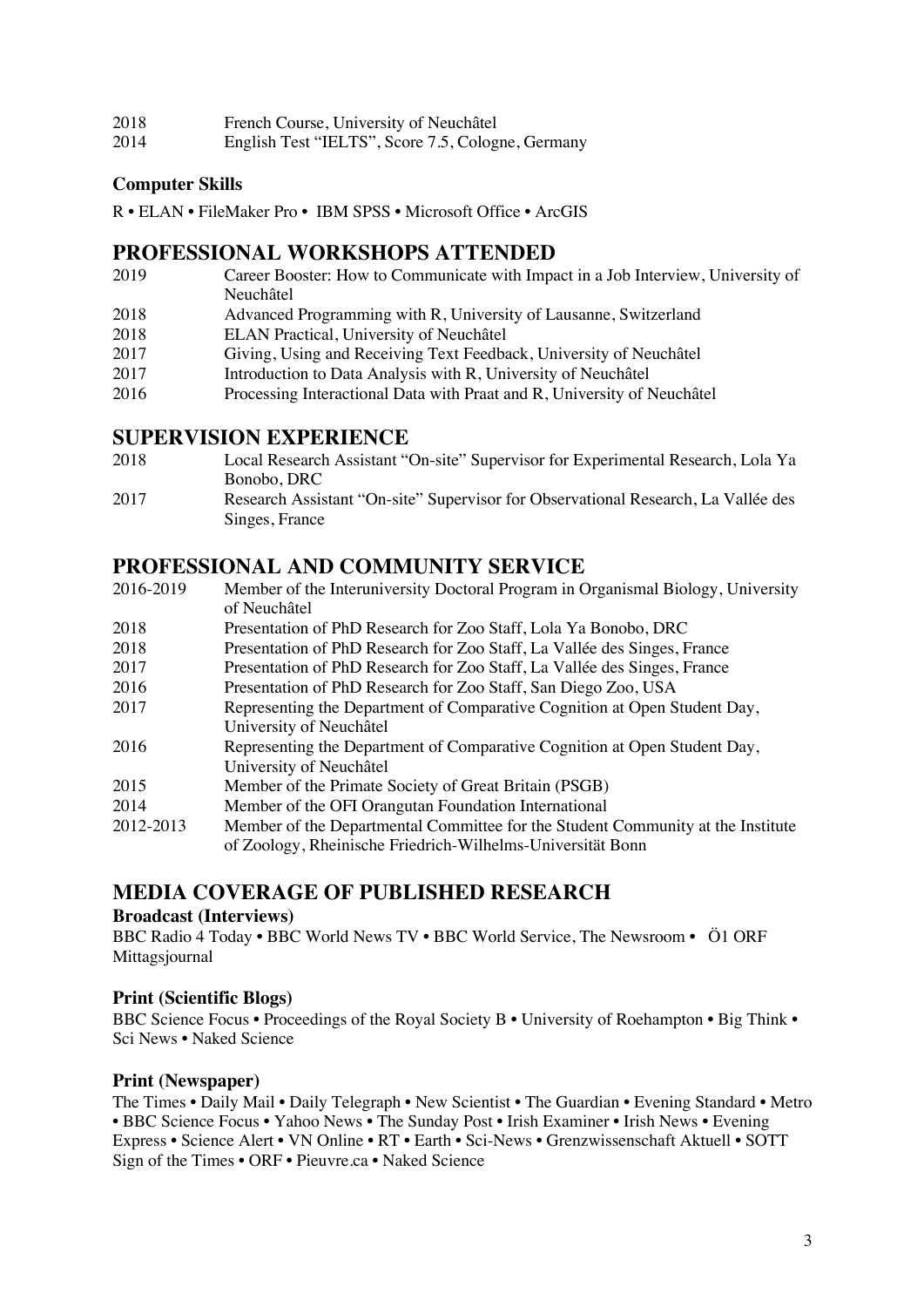2018 French Course, University of Neuchâtel
2014 English Test "IELTS", Score 7.5, Cologne, Germany

### Computer Skills

R • ELAN • FileMaker Pro • IBM SPSS • Microsoft Office • ArcGIS

## PROFESSIONAL WORKSHOPS ATTENDED

2019 Career Booster: How to Communicate with Impact in a Job Interview, University of Neuchâtel
2018 Advanced Programming with R, University of Lausanne, Switzerland
2018 ELAN Practical, University of Neuchâtel
2017 Giving, Using and Receiving Text Feedback, University of Neuchâtel
2017 Introduction to Data Analysis with R, University of Neuchâtel
2016 Processing Interactional Data with Praat and R, University of Neuchâtel

## SUPERVISION EXPERIENCE

2018 Local Research Assistant "On-site" Supervisor for Experimental Research, Lola Ya Bonobo, DRC
2017 Research Assistant "On-site" Supervisor for Observational Research, La Vallée des Singes, France

## PROFESSIONAL AND COMMUNITY SERVICE

2016-2019 Member of the Interuniversity Doctoral Program in Organismal Biology, University of Neuchâtel
2018 Presentation of PhD Research for Zoo Staff, Lola Ya Bonobo, DRC
2018 Presentation of PhD Research for Zoo Staff, La Vallée des Singes, France
2017 Presentation of PhD Research for Zoo Staff, La Vallée des Singes, France
2016 Presentation of PhD Research for Zoo Staff, San Diego Zoo, USA
2017 Representing the Department of Comparative Cognition at Open Student Day, University of Neuchâtel
2016 Representing the Department of Comparative Cognition at Open Student Day, University of Neuchâtel
2015 Member of the Primate Society of Great Britain (PSGB)
2014 Member of the OFI Orangutan Foundation International
2012-2013 Member of the Departmental Committee for the Student Community at the Institute of Zoology, Rheinische Friedrich-Wilhelms-Universität Bonn

## MEDIA COVERAGE OF PUBLISHED RESEARCH

### Broadcast (Interviews)

BBC Radio 4 Today • BBC World News TV • BBC World Service, The Newsroom • Ö1 ORF Mittagsjournal

### Print (Scientific Blogs)

BBC Science Focus • Proceedings of the Royal Society B • University of Roehampton • Big Think • Sci News • Naked Science

### Print (Newspaper)

The Times • Daily Mail • Daily Telegraph • New Scientist • The Guardian • Evening Standard • Metro • BBC Science Focus • Yahoo News • The Sunday Post • Irish Examiner • Irish News • Evening Express • Science Alert • VN Online • RT • Earth • Sci-News • Grenzwissenschaft Aktuell • SOTT Sign of the Times • ORF • Pieuvre.ca • Naked Science